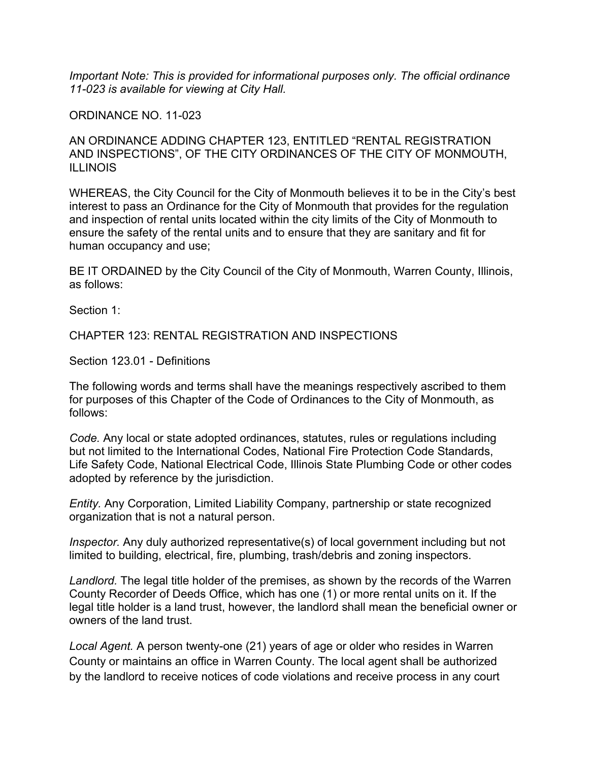*Important Note: This is provided for informational purposes only. The official ordinance 11-023 is available for viewing at City Hall.*

ORDINANCE NO. 11-023

AN ORDINANCE ADDING CHAPTER 123, ENTITLED "RENTAL REGISTRATION AND INSPECTIONS", OF THE CITY ORDINANCES OF THE CITY OF MONMOUTH, ILLINOIS

WHEREAS, the City Council for the City of Monmouth believes it to be in the City's best interest to pass an Ordinance for the City of Monmouth that provides for the regulation and inspection of rental units located within the city limits of the City of Monmouth to ensure the safety of the rental units and to ensure that they are sanitary and fit for human occupancy and use;

BE IT ORDAINED by the City Council of the City of Monmouth, Warren County, Illinois, as follows:

Section 1:

CHAPTER 123: RENTAL REGISTRATION AND INSPECTIONS

Section 123.01 - Definitions

The following words and terms shall have the meanings respectively ascribed to them for purposes of this Chapter of the Code of Ordinances to the City of Monmouth, as follows:

*Code.* Any local or state adopted ordinances, statutes, rules or regulations including but not limited to the International Codes, National Fire Protection Code Standards, Life Safety Code, National Electrical Code, Illinois State Plumbing Code or other codes adopted by reference by the jurisdiction.

*Entity.* Any Corporation, Limited Liability Company, partnership or state recognized organization that is not a natural person.

*Inspector.* Any duly authorized representative(s) of local government including but not limited to building, electrical, fire, plumbing, trash/debris and zoning inspectors.

*Landlord.* The legal title holder of the premises, as shown by the records of the Warren County Recorder of Deeds Office, which has one (1) or more rental units on it. If the legal title holder is a land trust, however, the landlord shall mean the beneficial owner or owners of the land trust.

*Local Agent.* A person twenty-one (21) years of age or older who resides in Warren County or maintains an office in Warren County. The local agent shall be authorized by the landlord to receive notices of code violations and receive process in any court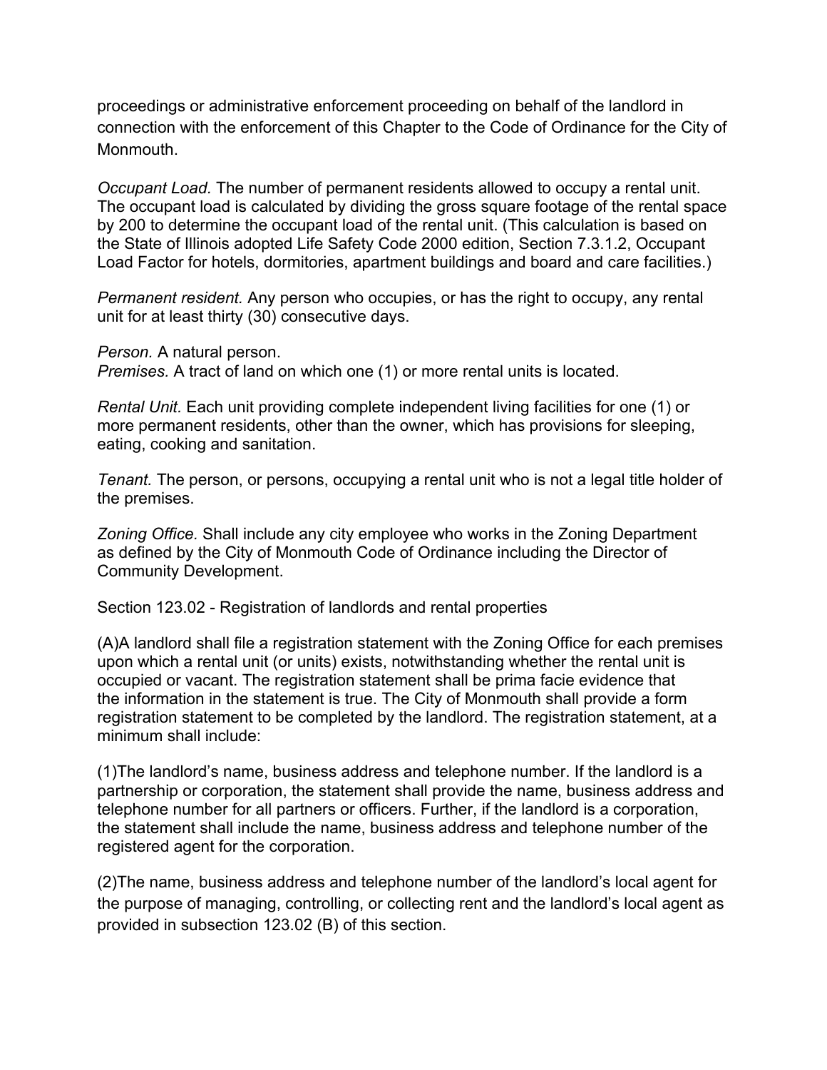proceedings or administrative enforcement proceeding on behalf of the landlord in connection with the enforcement of this Chapter to the Code of Ordinance for the City of Monmouth.

*Occupant Load.* The number of permanent residents allowed to occupy a rental unit. The occupant load is calculated by dividing the gross square footage of the rental space by 200 to determine the occupant load of the rental unit. (This calculation is based on the State of Illinois adopted Life Safety Code 2000 edition, Section 7.3.1.2, Occupant Load Factor for hotels, dormitories, apartment buildings and board and care facilities.)

*Permanent resident.* Any person who occupies, or has the right to occupy, any rental unit for at least thirty (30) consecutive days.

*Person.* A natural person.
*Premises.* A tract of land on which one (1) or more rental units is located.

*Rental Unit.* Each unit providing complete independent living facilities for one (1) or more permanent residents, other than the owner, which has provisions for sleeping, eating, cooking and sanitation.

*Tenant.* The person, or persons, occupying a rental unit who is not a legal title holder of the premises.

*Zoning Office.* Shall include any city employee who works in the Zoning Department as defined by the City of Monmouth Code of Ordinance including the Director of Community Development.

Section 123.02 - Registration of landlords and rental properties

(A)A landlord shall file a registration statement with the Zoning Office for each premises upon which a rental unit (or units) exists, notwithstanding whether the rental unit is occupied or vacant. The registration statement shall be prima facie evidence that the information in the statement is true. The City of Monmouth shall provide a form registration statement to be completed by the landlord. The registration statement, at a minimum shall include:

(1)The landlord's name, business address and telephone number. If the landlord is a partnership or corporation, the statement shall provide the name, business address and telephone number for all partners or officers. Further, if the landlord is a corporation, the statement shall include the name, business address and telephone number of the registered agent for the corporation.

(2)The name, business address and telephone number of the landlord's local agent for the purpose of managing, controlling, or collecting rent and the landlord's local agent as provided in subsection 123.02 (B) of this section.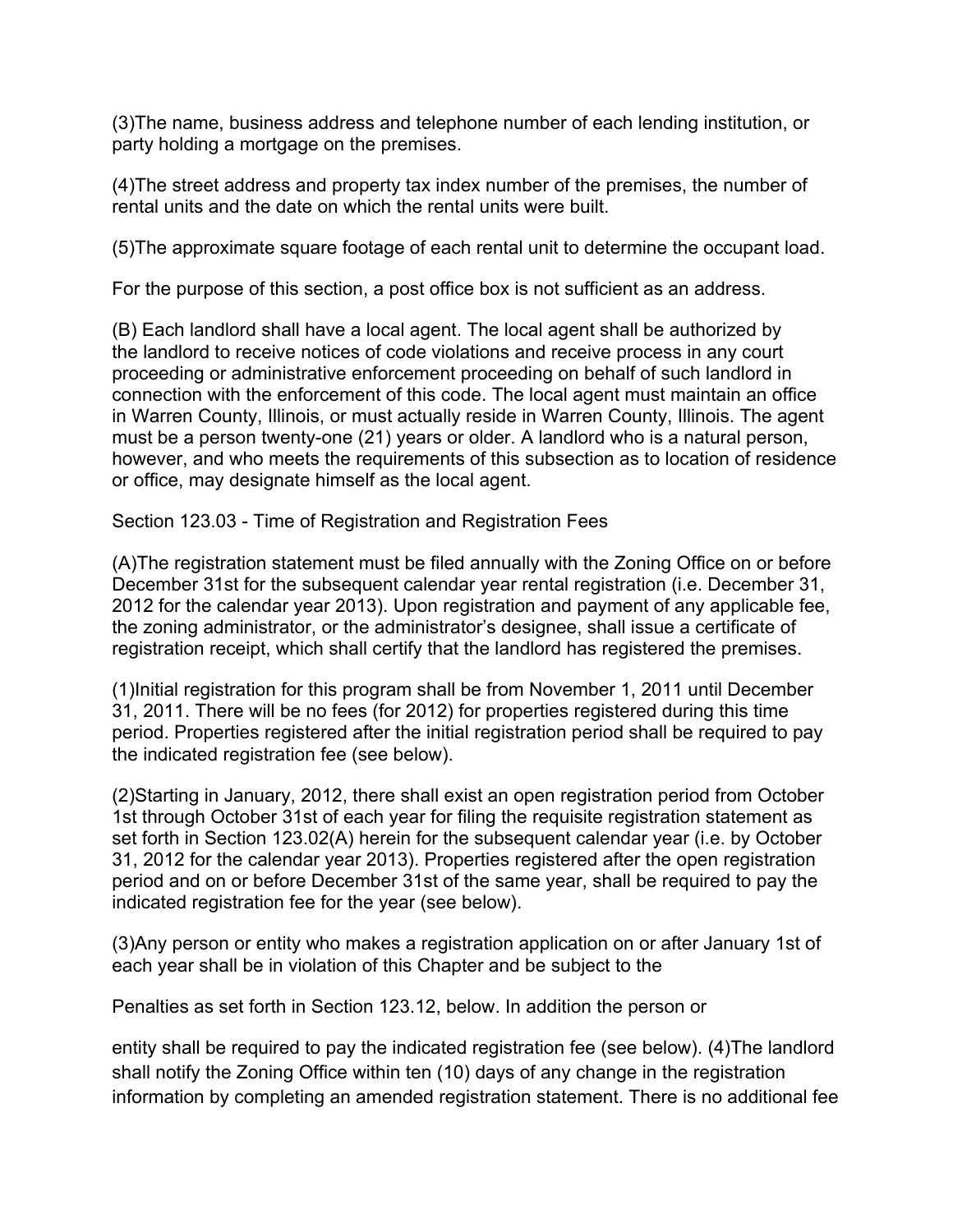(3)The name, business address and telephone number of each lending institution, or party holding a mortgage on the premises.

(4)The street address and property tax index number of the premises, the number of rental units and the date on which the rental units were built.

(5)The approximate square footage of each rental unit to determine the occupant load.

For the purpose of this section, a post office box is not sufficient as an address.

(B) Each landlord shall have a local agent. The local agent shall be authorized by the landlord to receive notices of code violations and receive process in any court proceeding or administrative enforcement proceeding on behalf of such landlord in connection with the enforcement of this code. The local agent must maintain an office in Warren County, Illinois, or must actually reside in Warren County, Illinois. The agent must be a person twenty-one (21) years or older. A landlord who is a natural person, however, and who meets the requirements of this subsection as to location of residence or office, may designate himself as the local agent.

Section 123.03 - Time of Registration and Registration Fees

(A)The registration statement must be filed annually with the Zoning Office on or before December 31st for the subsequent calendar year rental registration (i.e. December 31, 2012 for the calendar year 2013). Upon registration and payment of any applicable fee, the zoning administrator, or the administrator's designee, shall issue a certificate of registration receipt, which shall certify that the landlord has registered the premises.

(1)Initial registration for this program shall be from November 1, 2011 until December 31, 2011. There will be no fees (for 2012) for properties registered during this time period. Properties registered after the initial registration period shall be required to pay the indicated registration fee (see below).

(2)Starting in January, 2012, there shall exist an open registration period from October 1st through October 31st of each year for filing the requisite registration statement as set forth in Section 123.02(A) herein for the subsequent calendar year (i.e. by October 31, 2012 for the calendar year 2013). Properties registered after the open registration period and on or before December 31st of the same year, shall be required to pay the indicated registration fee for the year (see below).

(3)Any person or entity who makes a registration application on or after January 1st of each year shall be in violation of this Chapter and be subject to the

Penalties as set forth in Section 123.12, below. In addition the person or

entity shall be required to pay the indicated registration fee (see below). (4)The landlord shall notify the Zoning Office within ten (10) days of any change in the registration information by completing an amended registration statement. There is no additional fee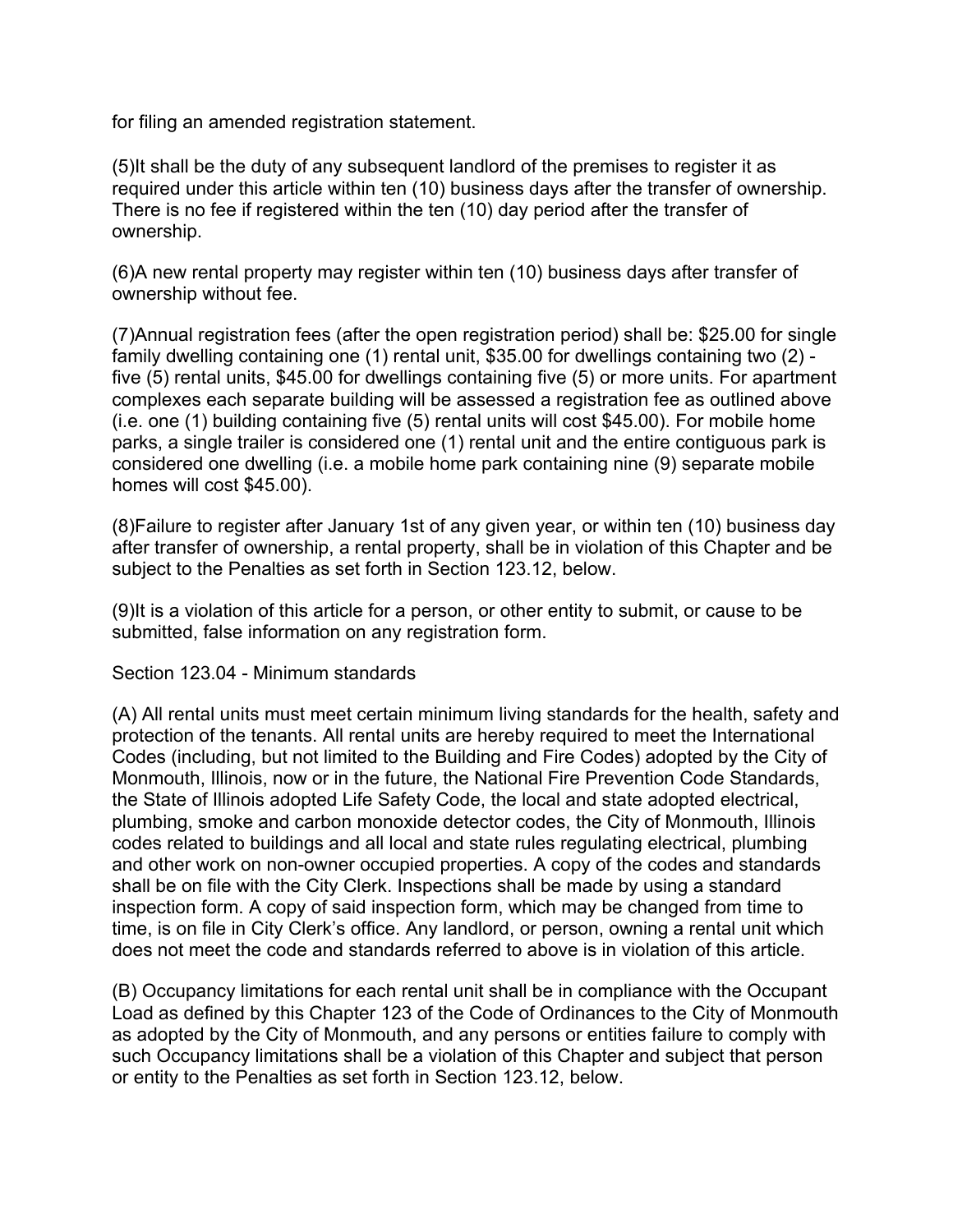for filing an amended registration statement.

(5)It shall be the duty of any subsequent landlord of the premises to register it as required under this article within ten (10) business days after the transfer of ownership. There is no fee if registered within the ten (10) day period after the transfer of ownership.

(6)A new rental property may register within ten (10) business days after transfer of ownership without fee.

(7)Annual registration fees (after the open registration period) shall be: $25.00 for single family dwelling containing one (1) rental unit, $35.00 for dwellings containing two (2) - five (5) rental units, $45.00 for dwellings containing five (5) or more units. For apartment complexes each separate building will be assessed a registration fee as outlined above (i.e. one (1) building containing five (5) rental units will cost $45.00). For mobile home parks, a single trailer is considered one (1) rental unit and the entire contiguous park is considered one dwelling (i.e. a mobile home park containing nine (9) separate mobile homes will cost $45.00).

(8)Failure to register after January 1st of any given year, or within ten (10) business day after transfer of ownership, a rental property, shall be in violation of this Chapter and be subject to the Penalties as set forth in Section 123.12, below.

(9)It is a violation of this article for a person, or other entity to submit, or cause to be submitted, false information on any registration form.

Section 123.04 - Minimum standards

(A) All rental units must meet certain minimum living standards for the health, safety and protection of the tenants. All rental units are hereby required to meet the International Codes (including, but not limited to the Building and Fire Codes) adopted by the City of Monmouth, Illinois, now or in the future, the National Fire Prevention Code Standards, the State of Illinois adopted Life Safety Code, the local and state adopted electrical, plumbing, smoke and carbon monoxide detector codes, the City of Monmouth, Illinois codes related to buildings and all local and state rules regulating electrical, plumbing and other work on non-owner occupied properties. A copy of the codes and standards shall be on file with the City Clerk. Inspections shall be made by using a standard inspection form. A copy of said inspection form, which may be changed from time to time, is on file in City Clerk's office. Any landlord, or person, owning a rental unit which does not meet the code and standards referred to above is in violation of this article.

(B) Occupancy limitations for each rental unit shall be in compliance with the Occupant Load as defined by this Chapter 123 of the Code of Ordinances to the City of Monmouth as adopted by the City of Monmouth, and any persons or entities failure to comply with such Occupancy limitations shall be a violation of this Chapter and subject that person or entity to the Penalties as set forth in Section 123.12, below.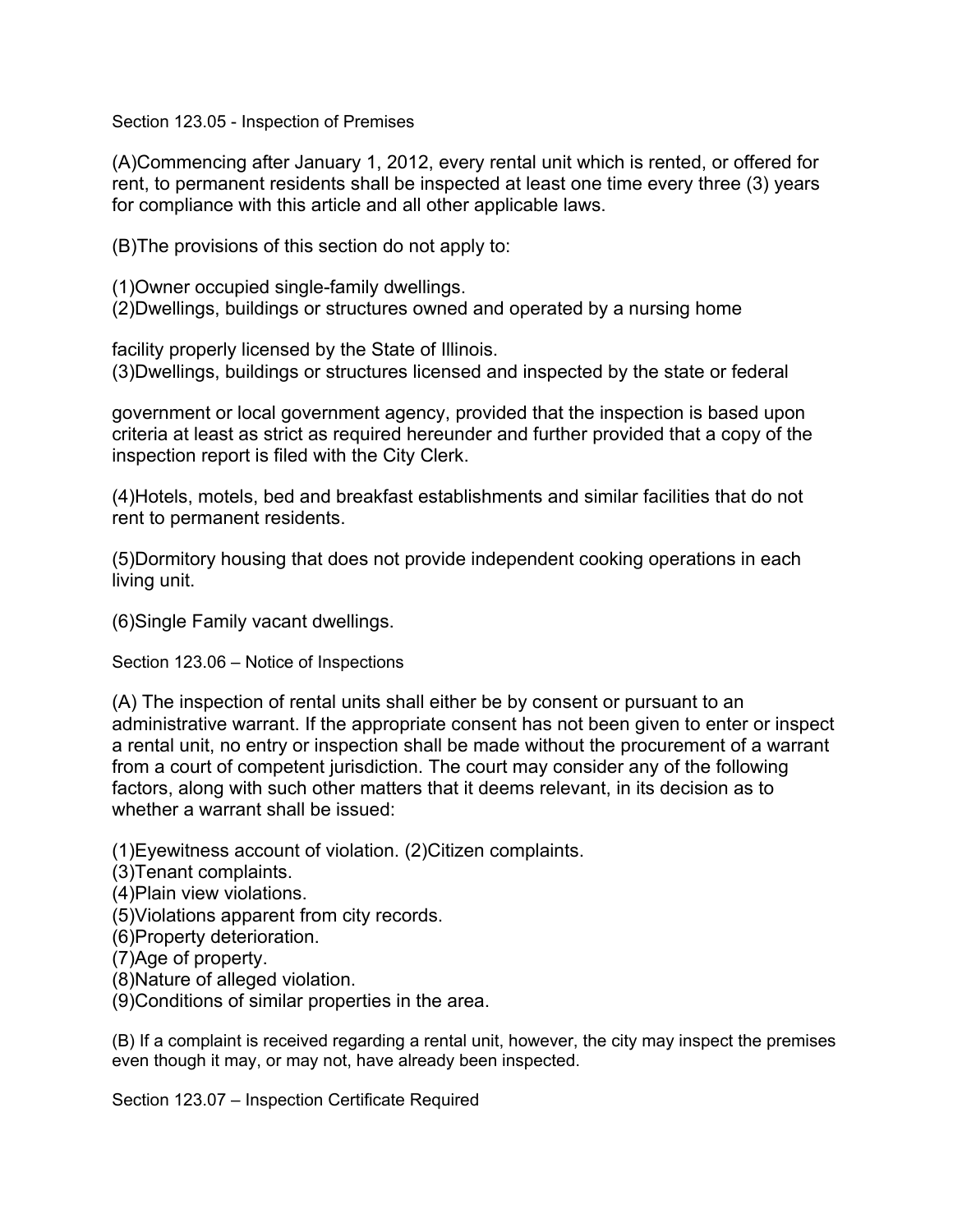### Section 123.05 - Inspection of Premises

(A)Commencing after January 1, 2012, every rental unit which is rented, or offered for rent, to permanent residents shall be inspected at least one time every three (3) years for compliance with this article and all other applicable laws.

(B)The provisions of this section do not apply to:

(1)Owner occupied single-family dwellings.
(2)Dwellings, buildings or structures owned and operated by a nursing home

facility properly licensed by the State of Illinois.
(3)Dwellings, buildings or structures licensed and inspected by the state or federal

government or local government agency, provided that the inspection is based upon criteria at least as strict as required hereunder and further provided that a copy of the inspection report is filed with the City Clerk.

(4)Hotels, motels, bed and breakfast establishments and similar facilities that do not rent to permanent residents.

(5)Dormitory housing that does not provide independent cooking operations in each living unit.

(6)Single Family vacant dwellings.

### Section 123.06 – Notice of Inspections

(A) The inspection of rental units shall either be by consent or pursuant to an administrative warrant. If the appropriate consent has not been given to enter or inspect a rental unit, no entry or inspection shall be made without the procurement of a warrant from a court of competent jurisdiction. The court may consider any of the following factors, along with such other matters that it deems relevant, in its decision as to whether a warrant shall be issued:

(1)Eyewitness account of violation. (2)Citizen complaints.
(3)Tenant complaints.
(4)Plain view violations.
(5)Violations apparent from city records.
(6)Property deterioration.
(7)Age of property.
(8)Nature of alleged violation.
(9)Conditions of similar properties in the area.

(B) If a complaint is received regarding a rental unit, however, the city may inspect the premises even though it may, or may not, have already been inspected.

### Section 123.07 – Inspection Certificate Required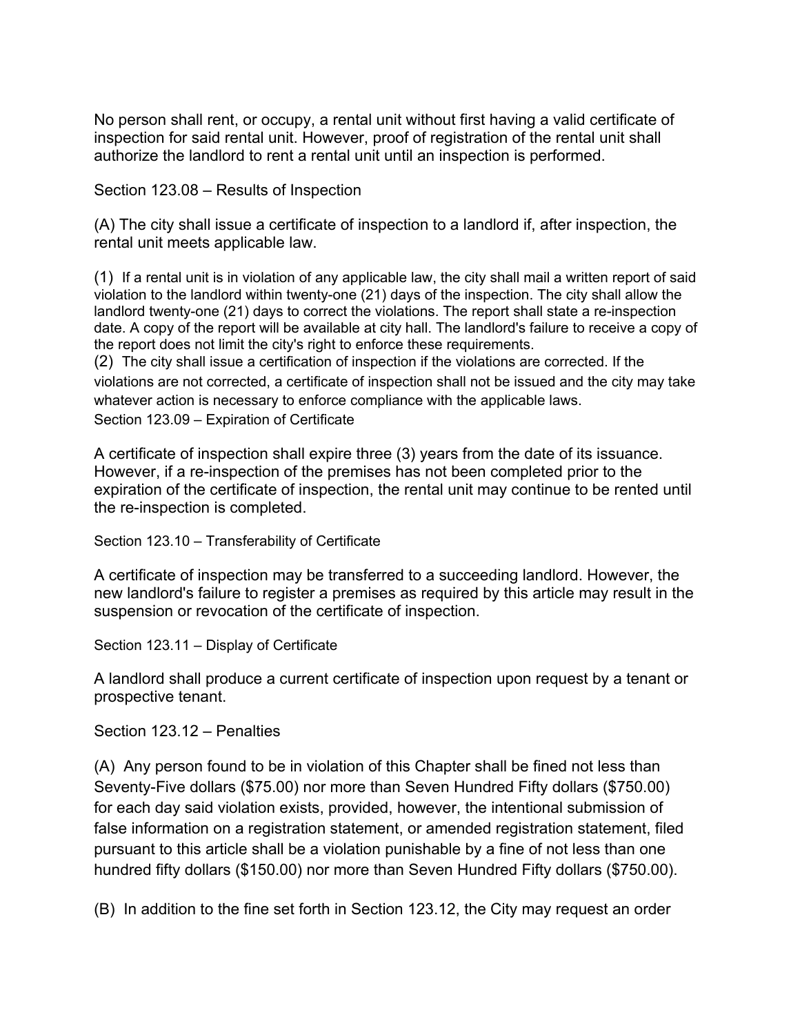No person shall rent, or occupy, a rental unit without first having a valid certificate of inspection for said rental unit. However, proof of registration of the rental unit shall authorize the landlord to rent a rental unit until an inspection is performed.

Section 123.08 – Results of Inspection

(A) The city shall issue a certificate of inspection to a landlord if, after inspection, the rental unit meets applicable law.

(1) If a rental unit is in violation of any applicable law, the city shall mail a written report of said violation to the landlord within twenty-one (21) days of the inspection. The city shall allow the landlord twenty-one (21) days to correct the violations. The report shall state a re-inspection date. A copy of the report will be available at city hall. The landlord's failure to receive a copy of the report does not limit the city's right to enforce these requirements.

(2) The city shall issue a certification of inspection if the violations are corrected. If the violations are not corrected, a certificate of inspection shall not be issued and the city may take whatever action is necessary to enforce compliance with the applicable laws.

Section 123.09 – Expiration of Certificate

A certificate of inspection shall expire three (3) years from the date of its issuance. However, if a re-inspection of the premises has not been completed prior to the expiration of the certificate of inspection, the rental unit may continue to be rented until the re-inspection is completed.

Section 123.10 – Transferability of Certificate

A certificate of inspection may be transferred to a succeeding landlord. However, the new landlord's failure to register a premises as required by this article may result in the suspension or revocation of the certificate of inspection.

Section 123.11 – Display of Certificate

A landlord shall produce a current certificate of inspection upon request by a tenant or prospective tenant.

Section 123.12 – Penalties

(A) Any person found to be in violation of this Chapter shall be fined not less than Seventy-Five dollars ($75.00) nor more than Seven Hundred Fifty dollars ($750.00) for each day said violation exists, provided, however, the intentional submission of false information on a registration statement, or amended registration statement, filed pursuant to this article shall be a violation punishable by a fine of not less than one hundred fifty dollars ($150.00) nor more than Seven Hundred Fifty dollars ($750.00).

(B) In addition to the fine set forth in Section 123.12, the City may request an order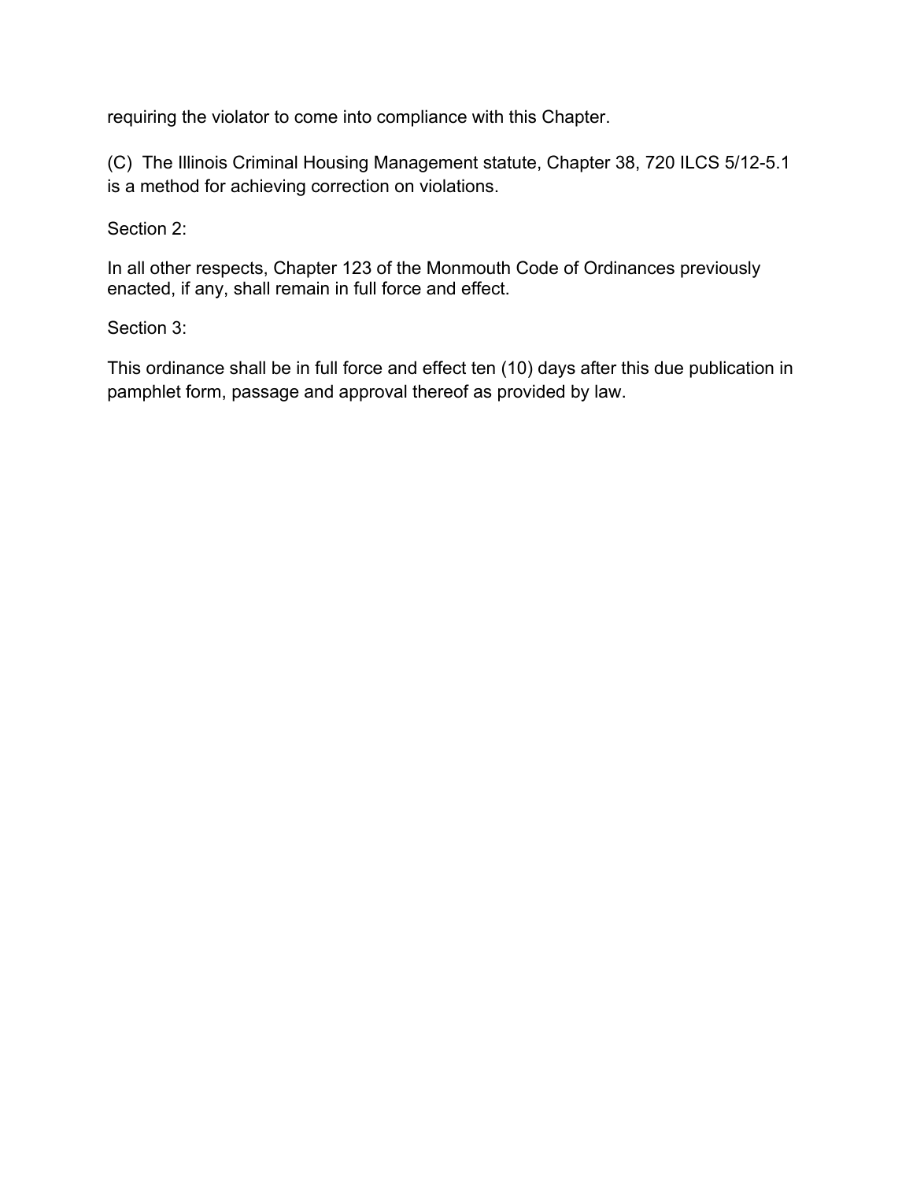requiring the violator to come into compliance with this Chapter.

(C) The Illinois Criminal Housing Management statute, Chapter 38, 720 ILCS 5/12-5.1 is a method for achieving correction on violations.

Section 2:

In all other respects, Chapter 123 of the Monmouth Code of Ordinances previously enacted, if any, shall remain in full force and effect.

Section 3:

This ordinance shall be in full force and effect ten (10) days after this due publication in pamphlet form, passage and approval thereof as provided by law.